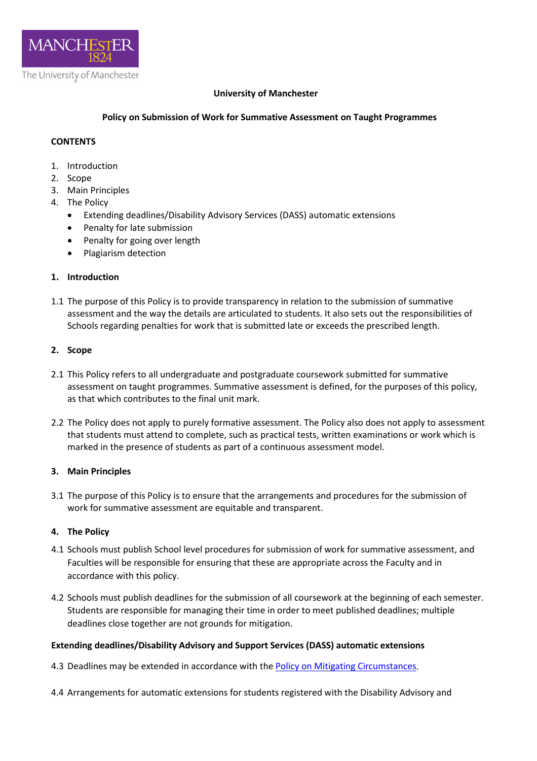**University of Manchester**

**Policy on Submission of Work for Summative Assessment on Taught Programmes**

**CONTENTS**

1. Introduction
2. Scope
3. Main Principles
4. The Policy
   - Extending deadlines/Disability Advisory Services (DASS) automatic extensions
   - Penalty for late submission
   - Penalty for going over length
   - Plagiarism detection

## 1. Introduction

1.1 The purpose of this Policy is to provide transparency in relation to the submission of summative assessment and the way the details are articulated to students. It also sets out the responsibilities of Schools regarding penalties for work that is submitted late or exceeds the prescribed length.

## 2. Scope

2.1 This Policy refers to all undergraduate and postgraduate coursework submitted for summative assessment on taught programmes. Summative assessment is defined, for the purposes of this policy, as that which contributes to the final unit mark.

2.2 The Policy does not apply to purely formative assessment. The Policy also does not apply to assessment that students must attend to complete, such as practical tests, written examinations or work which is marked in the presence of students as part of a continuous assessment model.

## 3. Main Principles

3.1 The purpose of this Policy is to ensure that the arrangements and procedures for the submission of work for summative assessment are equitable and transparent.

## 4. The Policy

4.1 Schools must publish School level procedures for submission of work for summative assessment, and Faculties will be responsible for ensuring that these are appropriate across the Faculty and in accordance with this policy.

4.2 Schools must publish deadlines for the submission of all coursework at the beginning of each semester. Students are responsible for managing their time in order to meet published deadlines; multiple deadlines close together are not grounds for mitigation.

**Extending deadlines/Disability Advisory and Support Services (DASS) automatic extensions**

4.3 Deadlines may be extended in accordance with the Policy on Mitigating Circumstances.

4.4 Arrangements for automatic extensions for students registered with the Disability Advisory and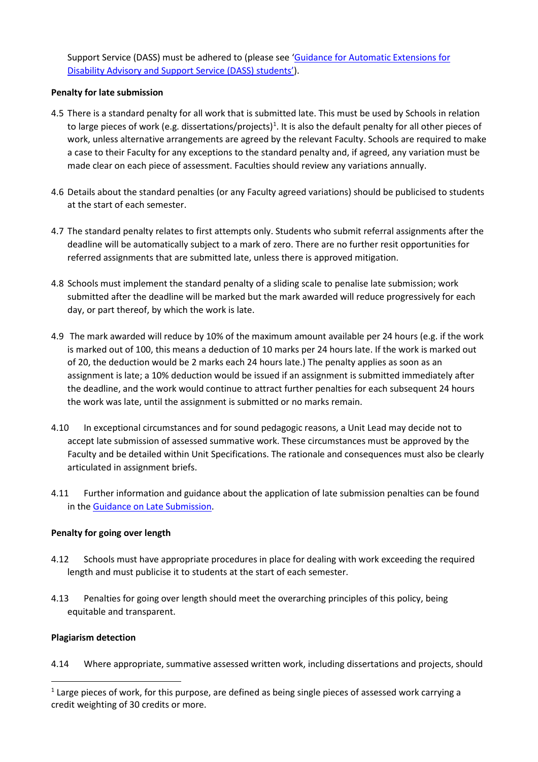Support Service (DASS) must be adhered to (please see '[Guidance for Automatic Extensions for Disability Advisory and Support Service (DASS) students'](#)).

**Penalty for late submission**

4.5 There is a standard penalty for all work that is submitted late. This must be used by Schools in relation to large pieces of work (e.g. dissertations/projects)[1]. It is also the default penalty for all other pieces of work, unless alternative arrangements are agreed by the relevant Faculty. Schools are required to make a case to their Faculty for any exceptions to the standard penalty and, if agreed, any variation must be made clear on each piece of assessment. Faculties should review any variations annually.

4.6 Details about the standard penalties (or any Faculty agreed variations) should be publicised to students at the start of each semester.

4.7 The standard penalty relates to first attempts only. Students who submit referral assignments after the deadline will be automatically subject to a mark of zero. There are no further resit opportunities for referred assignments that are submitted late, unless there is approved mitigation.

4.8 Schools must implement the standard penalty of a sliding scale to penalise late submission; work submitted after the deadline will be marked but the mark awarded will reduce progressively for each day, or part thereof, by which the work is late.

4.9 The mark awarded will reduce by 10% of the maximum amount available per 24 hours (e.g. if the work is marked out of 100, this means a deduction of 10 marks per 24 hours late. If the work is marked out of 20, the deduction would be 2 marks each 24 hours late.) The penalty applies as soon as an assignment is late; a 10% deduction would be issued if an assignment is submitted immediately after the deadline, and the work would continue to attract further penalties for each subsequent 24 hours the work was late, until the assignment is submitted or no marks remain.

4.10 In exceptional circumstances and for sound pedagogic reasons, a Unit Lead may decide not to accept late submission of assessed summative work. These circumstances must be approved by the Faculty and be detailed within Unit Specifications. The rationale and consequences must also be clearly articulated in assignment briefs.

4.11 Further information and guidance about the application of late submission penalties can be found in the [Guidance on Late Submission](#).

**Penalty for going over length**

4.12 Schools must have appropriate procedures in place for dealing with work exceeding the required length and must publicise it to students at the start of each semester.

4.13 Penalties for going over length should meet the overarching principles of this policy, being equitable and transparent.

**Plagiarism detection**

4.14 Where appropriate, summative assessed written work, including dissertations and projects, should

---

[1] Large pieces of work, for this purpose, are defined as being single pieces of assessed work carrying a credit weighting of 30 credits or more.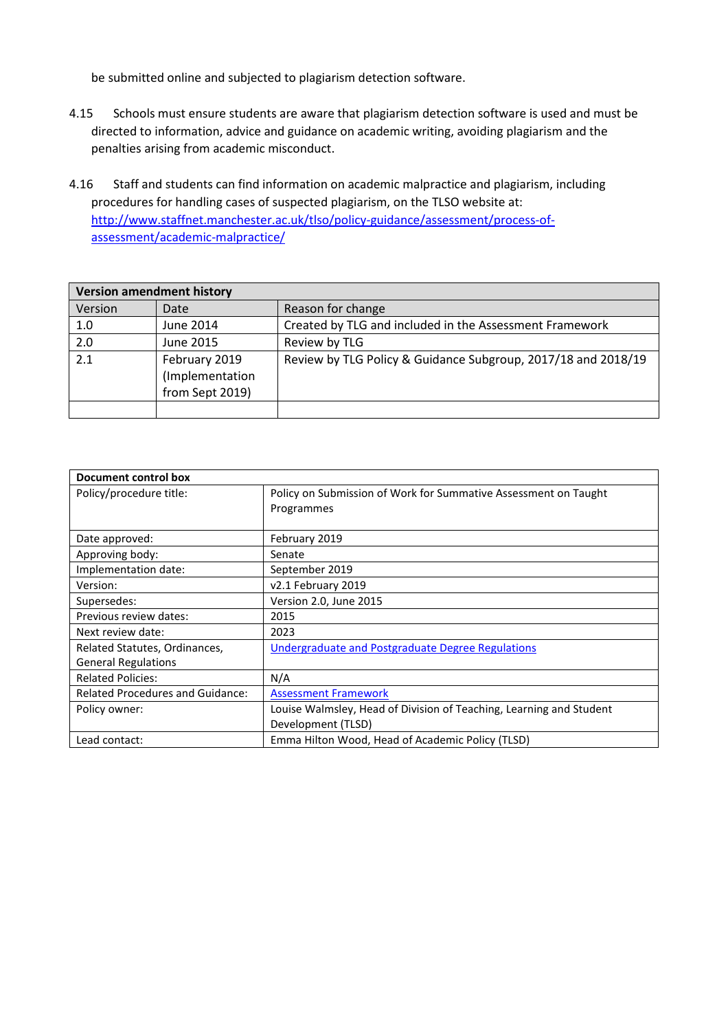be submitted online and subjected to plagiarism detection software.

4.15 Schools must ensure students are aware that plagiarism detection software is used and must be directed to information, advice and guidance on academic writing, avoiding plagiarism and the penalties arising from academic misconduct.

4.16 Staff and students can find information on academic malpractice and plagiarism, including procedures for handling cases of suspected plagiarism, on the TLSO website at: [http://www.staffnet.manchester.ac.uk/tlso/policy-guidance/assessment/process-of-assessment/academic-malpractice/](http://www.staffnet.manchester.ac.uk/tlso/policy-guidance/assessment/process-of-assessment/academic-malpractice/)

| **Version amendment history** | | |
|---|---|---|
| Version | Date | Reason for change |
| 1.0 | June 2014 | Created by TLG and included in the Assessment Framework |
| 2.0 | June 2015 | Review by TLG |
| 2.1 | February 2019 (Implementation from Sept 2019) | Review by TLG Policy & Guidance Subgroup, 2017/18 and 2018/19 |
| | | |

| **Document control box** | |
|---|---|
| Policy/procedure title: | Policy on Submission of Work for Summative Assessment on Taught Programmes |
| Date approved: | February 2019 |
| Approving body: | Senate |
| Implementation date: | September 2019 |
| Version: | v2.1 February 2019 |
| Supersedes: | Version 2.0, June 2015 |
| Previous review dates: | 2015 |
| Next review date: | 2023 |
| Related Statutes, Ordinances, General Regulations | Undergraduate and Postgraduate Degree Regulations |
| Related Policies: | N/A |
| Related Procedures and Guidance: | Assessment Framework |
| Policy owner: | Louise Walmsley, Head of Division of Teaching, Learning and Student Development (TLSD) |
| Lead contact: | Emma Hilton Wood, Head of Academic Policy (TLSD) |